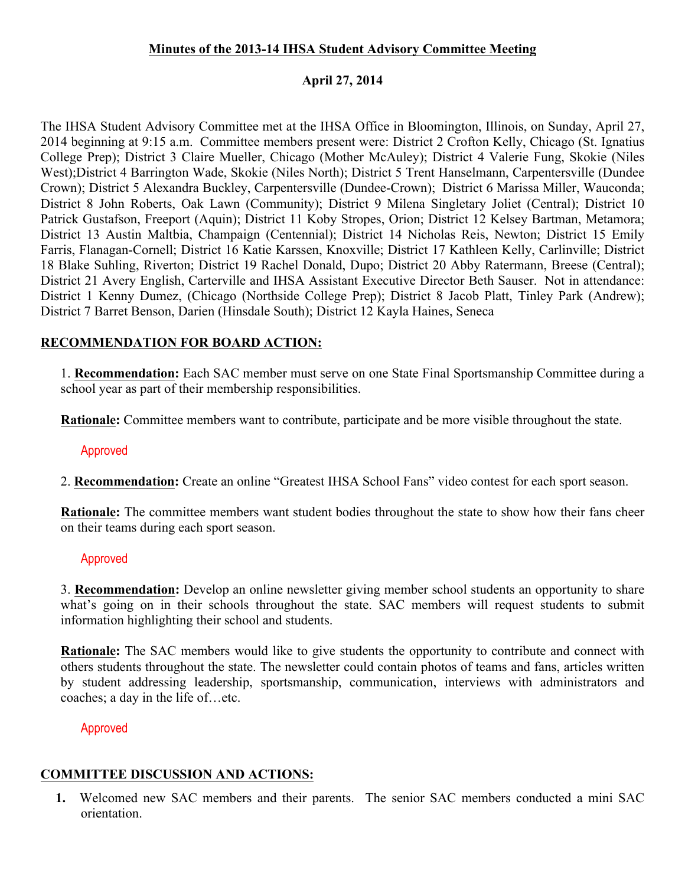**Minutes of the 2013-14 IHSA Student Advisory Committee Meeting**

**April 27, 2014**

The IHSA Student Advisory Committee met at the IHSA Office in Bloomington, Illinois, on Sunday, April 27, 2014 beginning at 9:15 a.m. Committee members present were: District 2 Crofton Kelly, Chicago (St. Ignatius College Prep); District 3 Claire Mueller, Chicago (Mother McAuley); District 4 Valerie Fung, Skokie (Niles West);District 4 Barrington Wade, Skokie (Niles North); District 5 Trent Hanselmann, Carpentersville (Dundee Crown); District 5 Alexandra Buckley, Carpentersville (Dundee-Crown); District 6 Marissa Miller, Wauconda; District 8 John Roberts, Oak Lawn (Community); District 9 Milena Singletary Joliet (Central); District 10 Patrick Gustafson, Freeport (Aquin); District 11 Koby Stropes, Orion; District 12 Kelsey Bartman, Metamora; District 13 Austin Maltbia, Champaign (Centennial); District 14 Nicholas Reis, Newton; District 15 Emily Farris, Flanagan-Cornell; District 16 Katie Karssen, Knoxville; District 17 Kathleen Kelly, Carlinville; District 18 Blake Suhling, Riverton; District 19 Rachel Donald, Dupo; District 20 Abby Ratermann, Breese (Central); District 21 Avery English, Carterville and IHSA Assistant Executive Director Beth Sauser. Not in attendance: District 1 Kenny Dumez, (Chicago (Northside College Prep); District 8 Jacob Platt, Tinley Park (Andrew); District 7 Barret Benson, Darien (Hinsdale South); District 12 Kayla Haines, Seneca

**RECOMMENDATION FOR BOARD ACTION:**

1. **Recommendation:** Each SAC member must serve on one State Final Sportsmanship Committee during a school year as part of their membership responsibilities.

**Rationale:** Committee members want to contribute, participate and be more visible throughout the state.

Approved

2. **Recommendation:** Create an online "Greatest IHSA School Fans" video contest for each sport season.

**Rationale:** The committee members want student bodies throughout the state to show how their fans cheer on their teams during each sport season.

Approved

3. **Recommendation:** Develop an online newsletter giving member school students an opportunity to share what's going on in their schools throughout the state. SAC members will request students to submit information highlighting their school and students.

**Rationale:** The SAC members would like to give students the opportunity to contribute and connect with others students throughout the state. The newsletter could contain photos of teams and fans, articles written by student addressing leadership, sportsmanship, communication, interviews with administrators and coaches; a day in the life of…etc.

Approved

**COMMITTEE DISCUSSION AND ACTIONS:**

1. Welcomed new SAC members and their parents. The senior SAC members conducted a mini SAC orientation.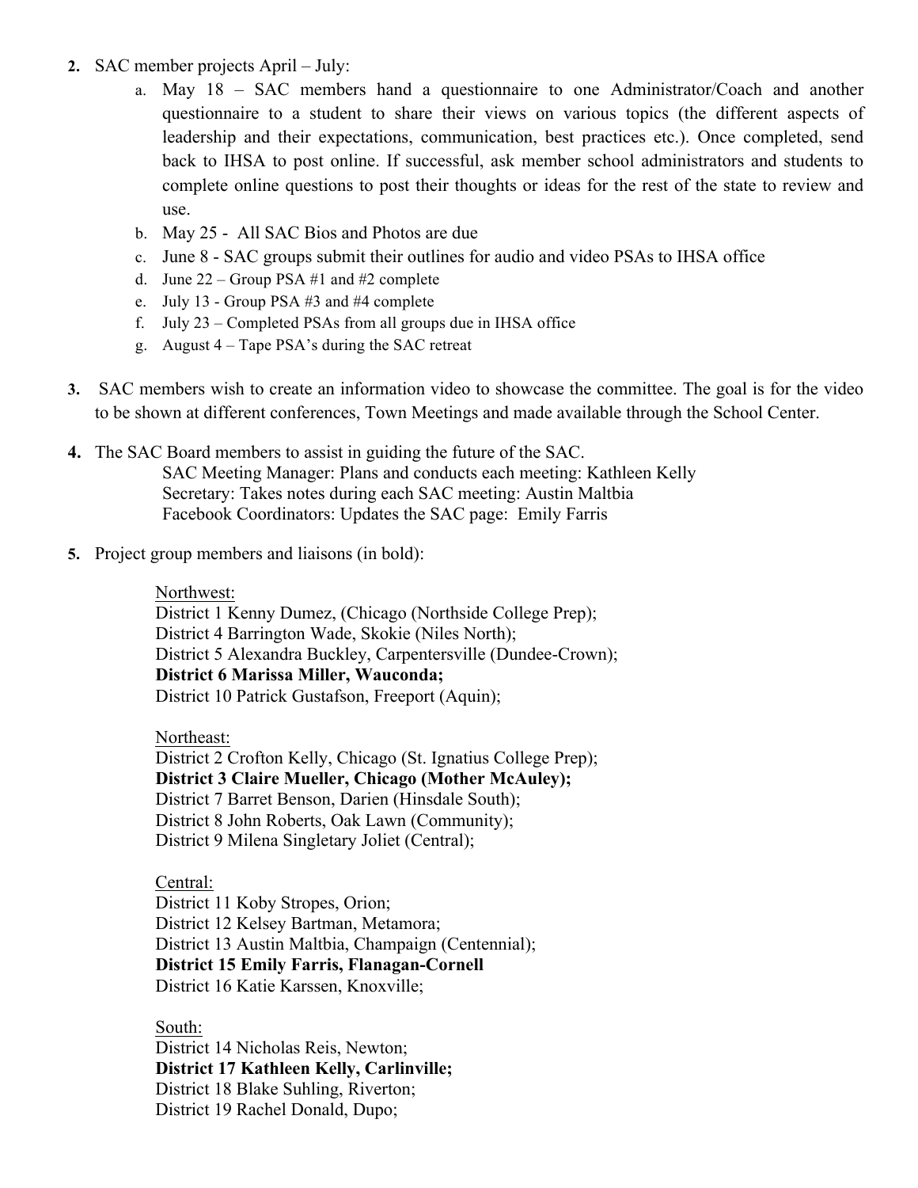2. SAC member projects April – July:
    a. May 18 – SAC members hand a questionnaire to one Administrator/Coach and another questionnaire to a student to share their views on various topics (the different aspects of leadership and their expectations, communication, best practices etc.). Once completed, send back to IHSA to post online. If successful, ask member school administrators and students to complete online questions to post their thoughts or ideas for the rest of the state to review and use.
    b. May 25 - All SAC Bios and Photos are due
    c. June 8 - SAC groups submit their outlines for audio and video PSAs to IHSA office
    d. June 22 – Group PSA #1 and #2 complete
    e. July 13 - Group PSA #3 and #4 complete
    f. July 23 – Completed PSAs from all groups due in IHSA office
    g. August 4 – Tape PSA's during the SAC retreat

3. SAC members wish to create an information video to showcase the committee. The goal is for the video to be shown at different conferences, Town Meetings and made available through the School Center.

4. The SAC Board members to assist in guiding the future of the SAC.
    SAC Meeting Manager: Plans and conducts each meeting: Kathleen Kelly
    Secretary: Takes notes during each SAC meeting: Austin Maltbia
    Facebook Coordinators: Updates the SAC page: Emily Farris

5. Project group members and liaisons (in bold):

    Northwest:
    District 1 Kenny Dumez, (Chicago (Northside College Prep);
    District 4 Barrington Wade, Skokie (Niles North);
    District 5 Alexandra Buckley, Carpentersville (Dundee-Crown);
    **District 6 Marissa Miller, Wauconda;**
    District 10 Patrick Gustafson, Freeport (Aquin);

    Northeast:
    District 2 Crofton Kelly, Chicago (St. Ignatius College Prep);
    **District 3 Claire Mueller, Chicago (Mother McAuley);**
    District 7 Barret Benson, Darien (Hinsdale South);
    District 8 John Roberts, Oak Lawn (Community);
    District 9 Milena Singletary Joliet (Central);

    Central:
    District 11 Koby Stropes, Orion;
    District 12 Kelsey Bartman, Metamora;
    District 13 Austin Maltbia, Champaign (Centennial);
    **District 15 Emily Farris, Flanagan-Cornell**
    District 16 Katie Karssen, Knoxville;

    South:
    District 14 Nicholas Reis, Newton;
    **District 17 Kathleen Kelly, Carlinville;**
    District 18 Blake Suhling, Riverton;
    District 19 Rachel Donald, Dupo;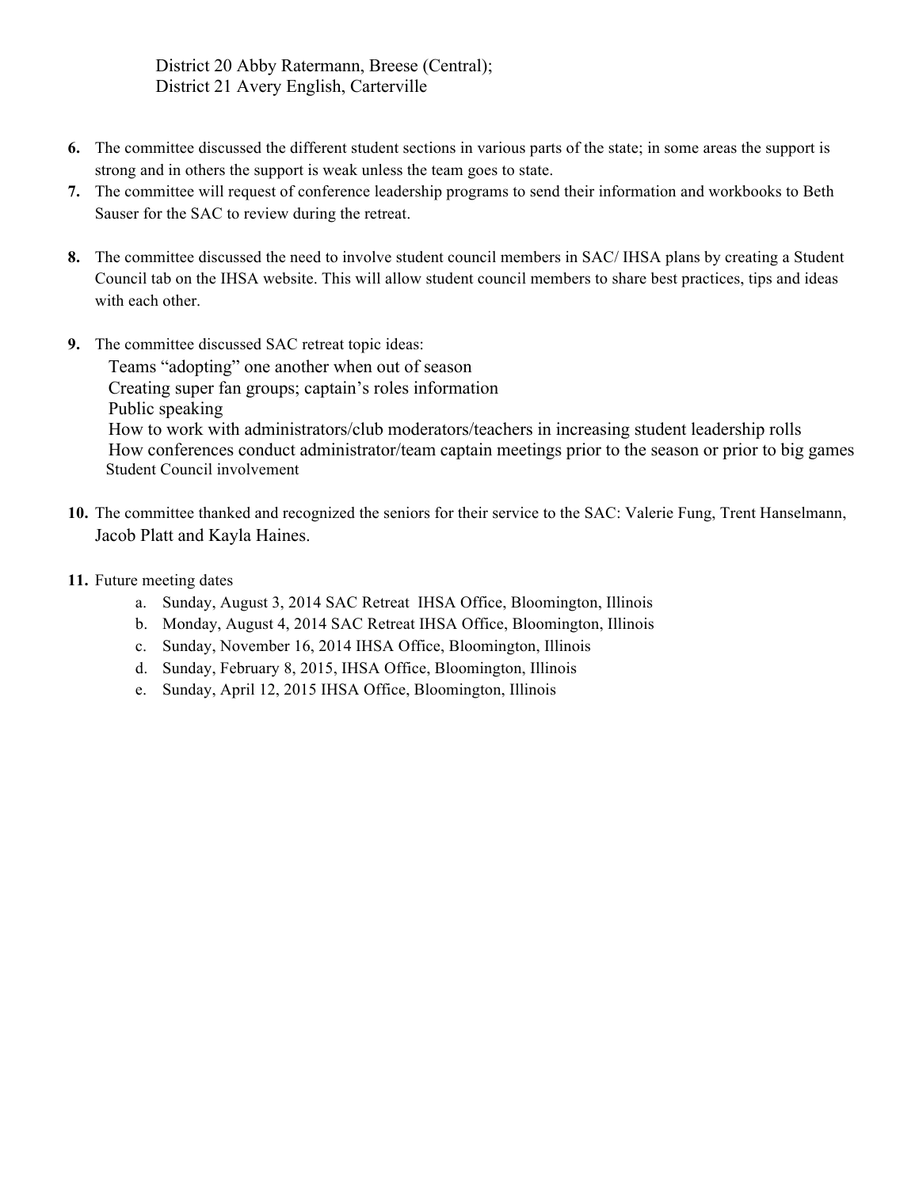District 20 Abby Ratermann, Breese (Central);
District 21 Avery English, Carterville

6. The committee discussed the different student sections in various parts of the state; in some areas the support is strong and in others the support is weak unless the team goes to state.
7. The committee will request of conference leadership programs to send their information and workbooks to Beth Sauser for the SAC to review during the retreat.

8. The committee discussed the need to involve student council members in SAC/ IHSA plans by creating a Student Council tab on the IHSA website. This will allow student council members to share best practices, tips and ideas with each other.

9. The committee discussed SAC retreat topic ideas:
   - Teams "adopting" one another when out of season
   - Creating super fan groups; captain's roles information
   - Public speaking
   - How to work with administrators/club moderators/teachers in increasing student leadership rolls
   - How conferences conduct administrator/team captain meetings prior to the season or prior to big games
   - Student Council involvement

10. The committee thanked and recognized the seniors for their service to the SAC: Valerie Fung, Trent Hanselmann, Jacob Platt and Kayla Haines.

11. Future meeting dates
    a. Sunday, August 3, 2014 SAC Retreat IHSA Office, Bloomington, Illinois
    b. Monday, August 4, 2014 SAC Retreat IHSA Office, Bloomington, Illinois
    c. Sunday, November 16, 2014 IHSA Office, Bloomington, Illinois
    d. Sunday, February 8, 2015, IHSA Office, Bloomington, Illinois
    e. Sunday, April 12, 2015 IHSA Office, Bloomington, Illinois